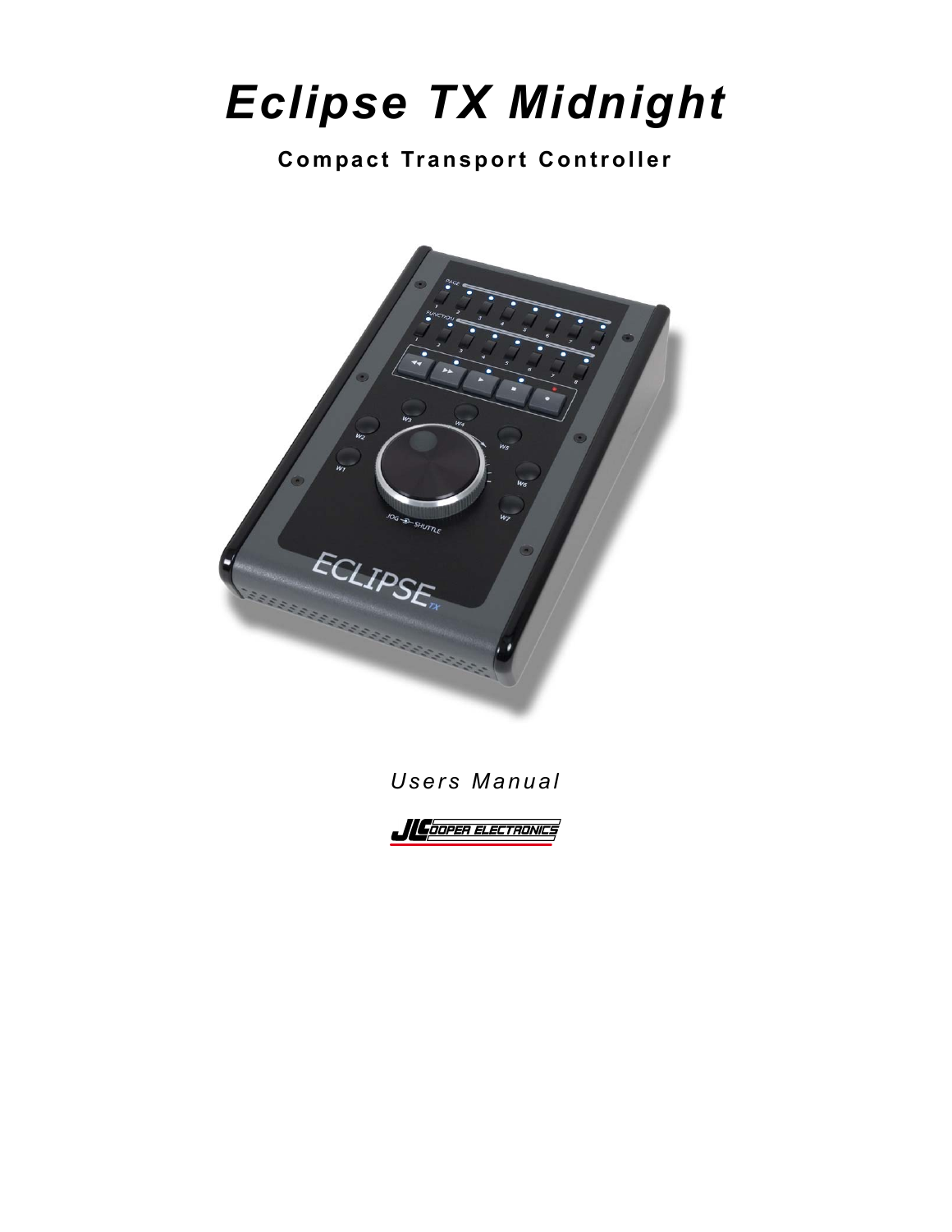# *Eclipse TX Midnight*

**Compact Transport Controller**

*Users Manual*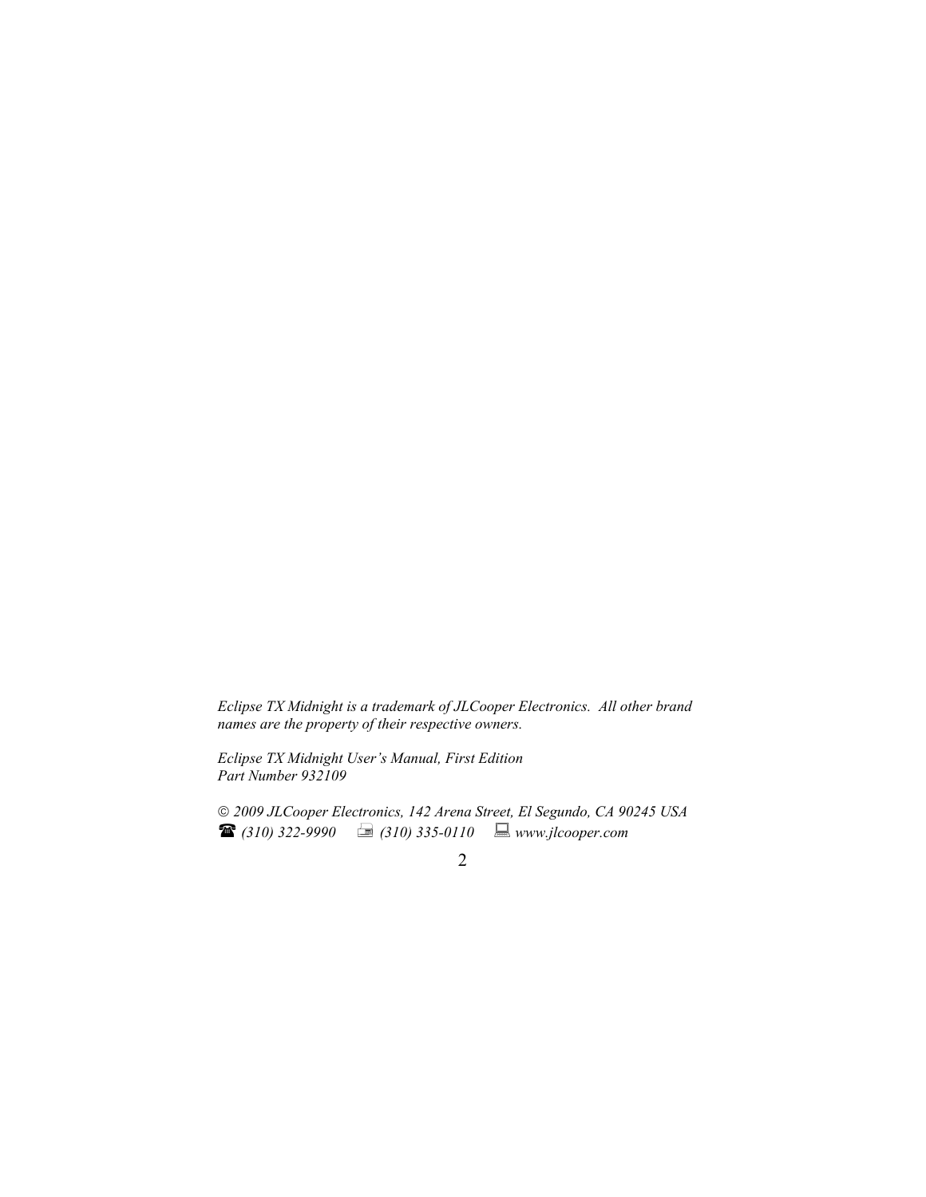*Eclipse TX Midnight is a trademark of JLCooper Electronics. All other brand names are the property of their respective owners.*

*Eclipse TX Midnight User's Manual, First Edition*
*Part Number 932109*

*© 2009 JLCooper Electronics, 142 Arena Street, El Segundo, CA 90245 USA*
☎ *(310) 322-9990* 🖷 *(310) 335-0110* 💻 *www.jlcooper.com*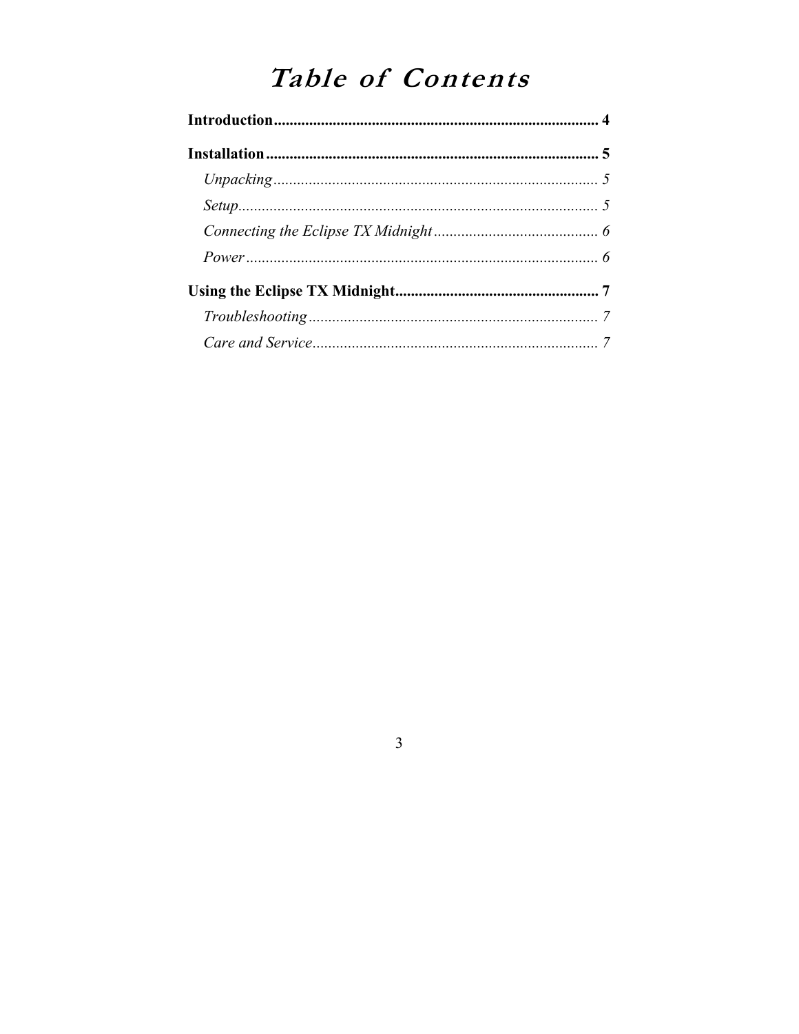# *Table of Contents*

**Introduction**.................................................................................... **4**

**Installation**...................................................................................... **5**

*Unpacking*................................................................................... *5*

*Setup*........................................................................................... *5*

*Connecting the Eclipse TX Midnight*.......................................... *6*

*Power*.......................................................................................... *6*

**Using the Eclipse TX Midnight**.................................................... **7**

*Troubleshooting*.......................................................................... *7*

*Care and Service*......................................................................... *7*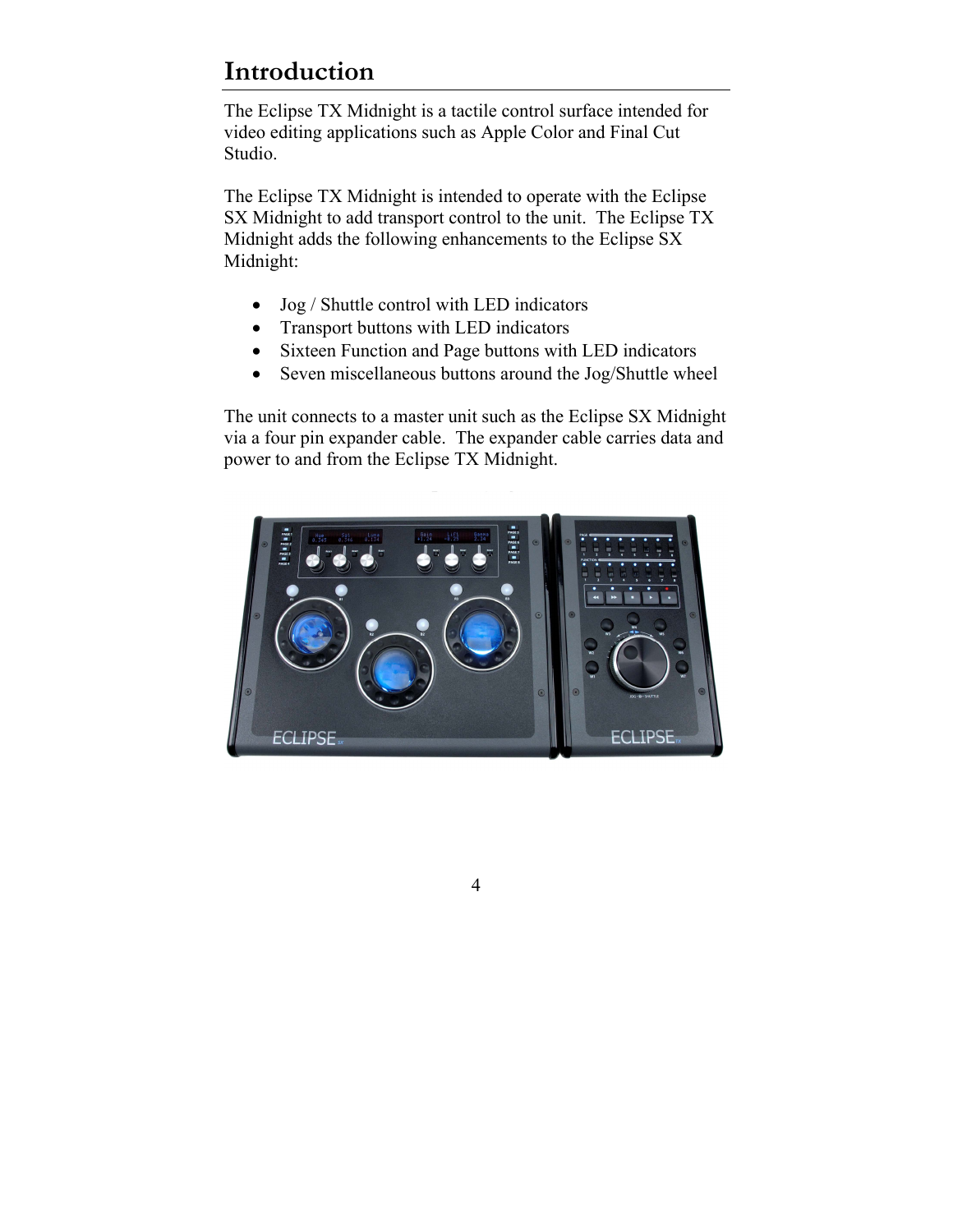# Introduction

The Eclipse TX Midnight is a tactile control surface intended for video editing applications such as Apple Color and Final Cut Studio.

The Eclipse TX Midnight is intended to operate with the Eclipse SX Midnight to add transport control to the unit. The Eclipse TX Midnight adds the following enhancements to the Eclipse SX Midnight:

- Jog / Shuttle control with LED indicators
- Transport buttons with LED indicators
- Sixteen Function and Page buttons with LED indicators
- Seven miscellaneous buttons around the Jog/Shuttle wheel

The unit connects to a master unit such as the Eclipse SX Midnight via a four pin expander cable. The expander cable carries data and power to and from the Eclipse TX Midnight.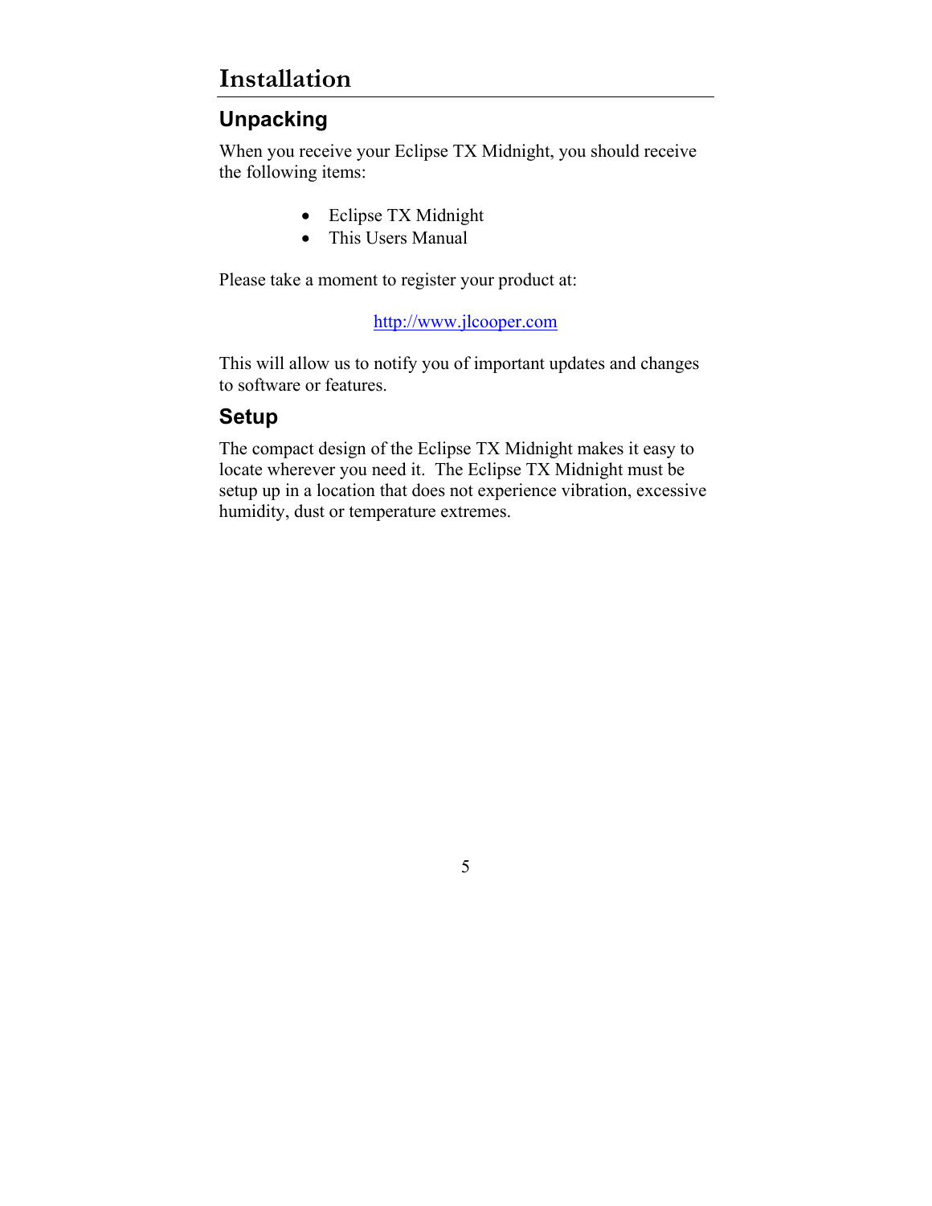# Installation

## Unpacking

When you receive your Eclipse TX Midnight, you should receive the following items:

- Eclipse TX Midnight
- This Users Manual

Please take a moment to register your product at:

http://www.jlcooper.com

This will allow us to notify you of important updates and changes to software or features.

## Setup

The compact design of the Eclipse TX Midnight makes it easy to locate wherever you need it. The Eclipse TX Midnight must be setup up in a location that does not experience vibration, excessive humidity, dust or temperature extremes.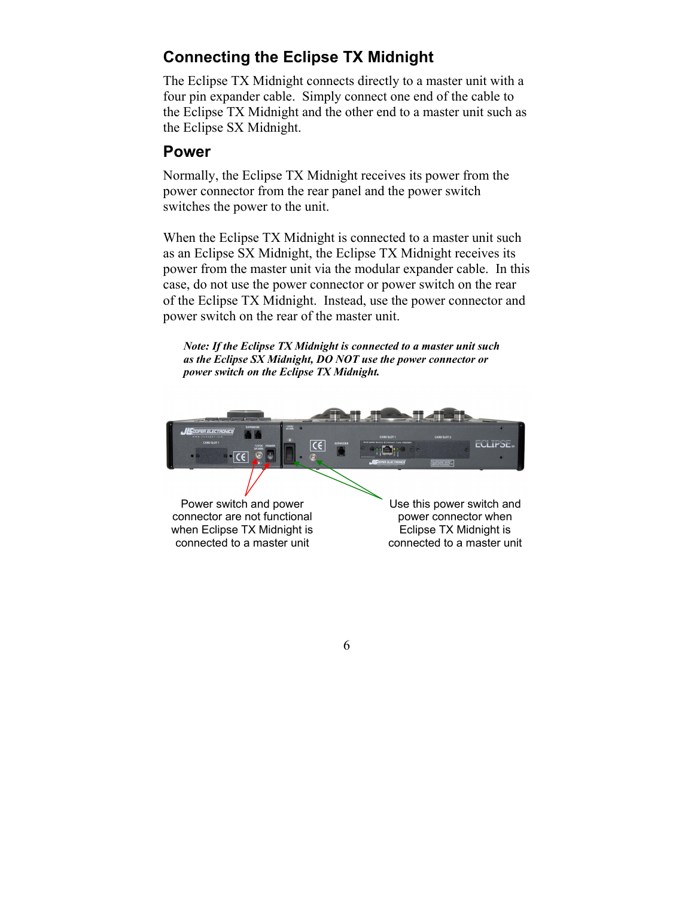## Connecting the Eclipse TX Midnight

The Eclipse TX Midnight connects directly to a master unit with a four pin expander cable. Simply connect one end of the cable to the Eclipse TX Midnight and the other end to a master unit such as the Eclipse SX Midnight.

## Power

Normally, the Eclipse TX Midnight receives its power from the power connector from the rear panel and the power switch switches the power to the unit.

When the Eclipse TX Midnight is connected to a master unit such as an Eclipse SX Midnight, the Eclipse TX Midnight receives its power from the master unit via the modular expander cable. In this case, do not use the power connector or power switch on the rear of the Eclipse TX Midnight. Instead, use the power connector and power switch on the rear of the master unit.

> ***Note: If the Eclipse TX Midnight is connected to a master unit such as the Eclipse SX Midnight, DO NOT use the power connector or power switch on the Eclipse TX Midnight.***

Power switch and power connector are not functional when Eclipse TX Midnight is connected to a master unit

Use this power switch and power connector when Eclipse TX Midnight is connected to a master unit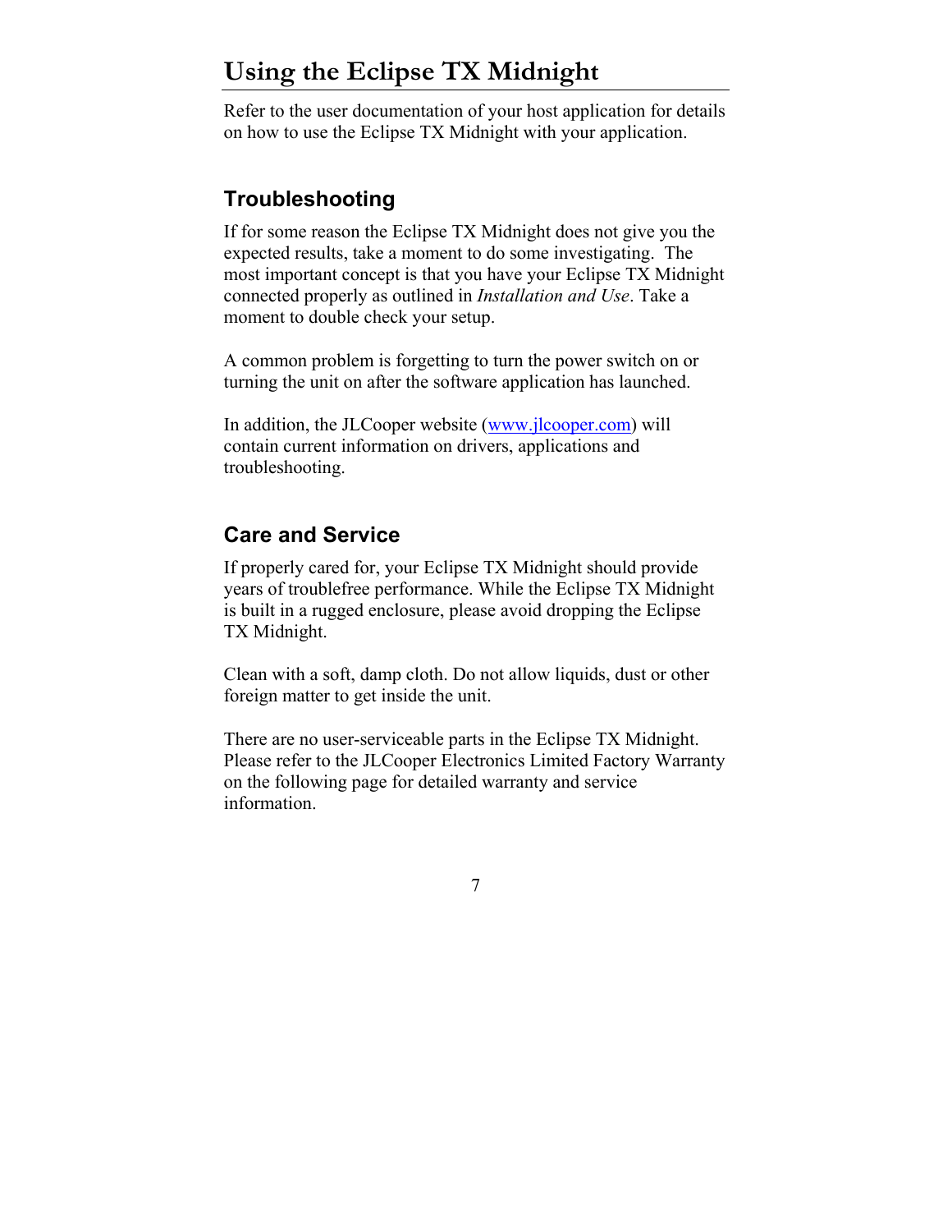# Using the Eclipse TX Midnight

Refer to the user documentation of your host application for details on how to use the Eclipse TX Midnight with your application.

## Troubleshooting

If for some reason the Eclipse TX Midnight does not give you the expected results, take a moment to do some investigating. The most important concept is that you have your Eclipse TX Midnight connected properly as outlined in *Installation and Use*. Take a moment to double check your setup.

A common problem is forgetting to turn the power switch on or turning the unit on after the software application has launched.

In addition, the JLCooper website ([www.jlcooper.com](http://www.jlcooper.com)) will contain current information on drivers, applications and troubleshooting.

## Care and Service

If properly cared for, your Eclipse TX Midnight should provide years of troublefree performance. While the Eclipse TX Midnight is built in a rugged enclosure, please avoid dropping the Eclipse TX Midnight.

Clean with a soft, damp cloth. Do not allow liquids, dust or other foreign matter to get inside the unit.

There are no user-serviceable parts in the Eclipse TX Midnight. Please refer to the JLCooper Electronics Limited Factory Warranty on the following page for detailed warranty and service information.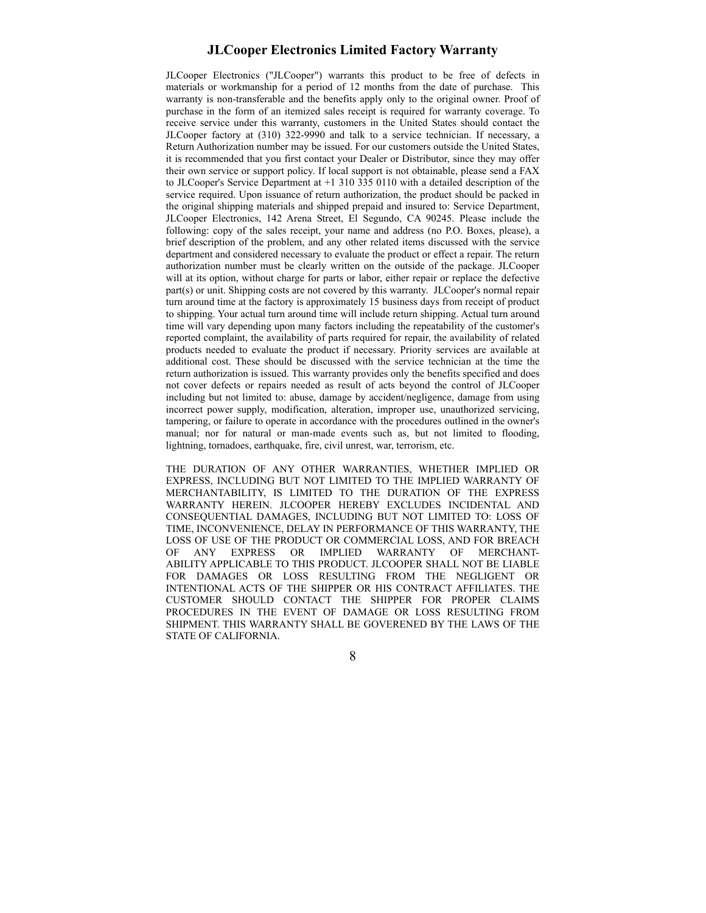# JLCooper Electronics Limited Factory Warranty

JLCooper Electronics ("JLCooper") warrants this product to be free of defects in materials or workmanship for a period of 12 months from the date of purchase. This warranty is non-transferable and the benefits apply only to the original owner. Proof of purchase in the form of an itemized sales receipt is required for warranty coverage. To receive service under this warranty, customers in the United States should contact the JLCooper factory at (310) 322-9990 and talk to a service technician. If necessary, a Return Authorization number may be issued. For our customers outside the United States, it is recommended that you first contact your Dealer or Distributor, since they may offer their own service or support policy. If local support is not obtainable, please send a FAX to JLCooper's Service Department at +1 310 335 0110 with a detailed description of the service required. Upon issuance of return authorization, the product should be packed in the original shipping materials and shipped prepaid and insured to: Service Department, JLCooper Electronics, 142 Arena Street, El Segundo, CA 90245. Please include the following: copy of the sales receipt, your name and address (no P.O. Boxes, please), a brief description of the problem, and any other related items discussed with the service department and considered necessary to evaluate the product or effect a repair. The return authorization number must be clearly written on the outside of the package. JLCooper will at its option, without charge for parts or labor, either repair or replace the defective part(s) or unit. Shipping costs are not covered by this warranty. JLCooper's normal repair turn around time at the factory is approximately 15 business days from receipt of product to shipping. Your actual turn around time will include return shipping. Actual turn around time will vary depending upon many factors including the repeatability of the customer's reported complaint, the availability of parts required for repair, the availability of related products needed to evaluate the product if necessary. Priority services are available at additional cost. These should be discussed with the service technician at the time the return authorization is issued. This warranty provides only the benefits specified and does not cover defects or repairs needed as result of acts beyond the control of JLCooper including but not limited to: abuse, damage by accident/negligence, damage from using incorrect power supply, modification, alteration, improper use, unauthorized servicing, tampering, or failure to operate in accordance with the procedures outlined in the owner's manual; nor for natural or man-made events such as, but not limited to flooding, lightning, tornadoes, earthquake, fire, civil unrest, war, terrorism, etc.

THE DURATION OF ANY OTHER WARRANTIES, WHETHER IMPLIED OR EXPRESS, INCLUDING BUT NOT LIMITED TO THE IMPLIED WARRANTY OF MERCHANTABILITY, IS LIMITED TO THE DURATION OF THE EXPRESS WARRANTY HEREIN. JLCOOPER HEREBY EXCLUDES INCIDENTAL AND CONSEQUENTIAL DAMAGES, INCLUDING BUT NOT LIMITED TO: LOSS OF TIME, INCONVENIENCE, DELAY IN PERFORMANCE OF THIS WARRANTY, THE LOSS OF USE OF THE PRODUCT OR COMMERCIAL LOSS, AND FOR BREACH OF ANY EXPRESS OR IMPLIED WARRANTY OF MERCHANTABILITY APPLICABLE TO THIS PRODUCT. JLCOOPER SHALL NOT BE LIABLE FOR DAMAGES OR LOSS RESULTING FROM THE NEGLIGENT OR INTENTIONAL ACTS OF THE SHIPPER OR HIS CONTRACT AFFILIATES. THE CUSTOMER SHOULD CONTACT THE SHIPPER FOR PROPER CLAIMS PROCEDURES IN THE EVENT OF DAMAGE OR LOSS RESULTING FROM SHIPMENT. THIS WARRANTY SHALL BE GOVERENED BY THE LAWS OF THE STATE OF CALIFORNIA.